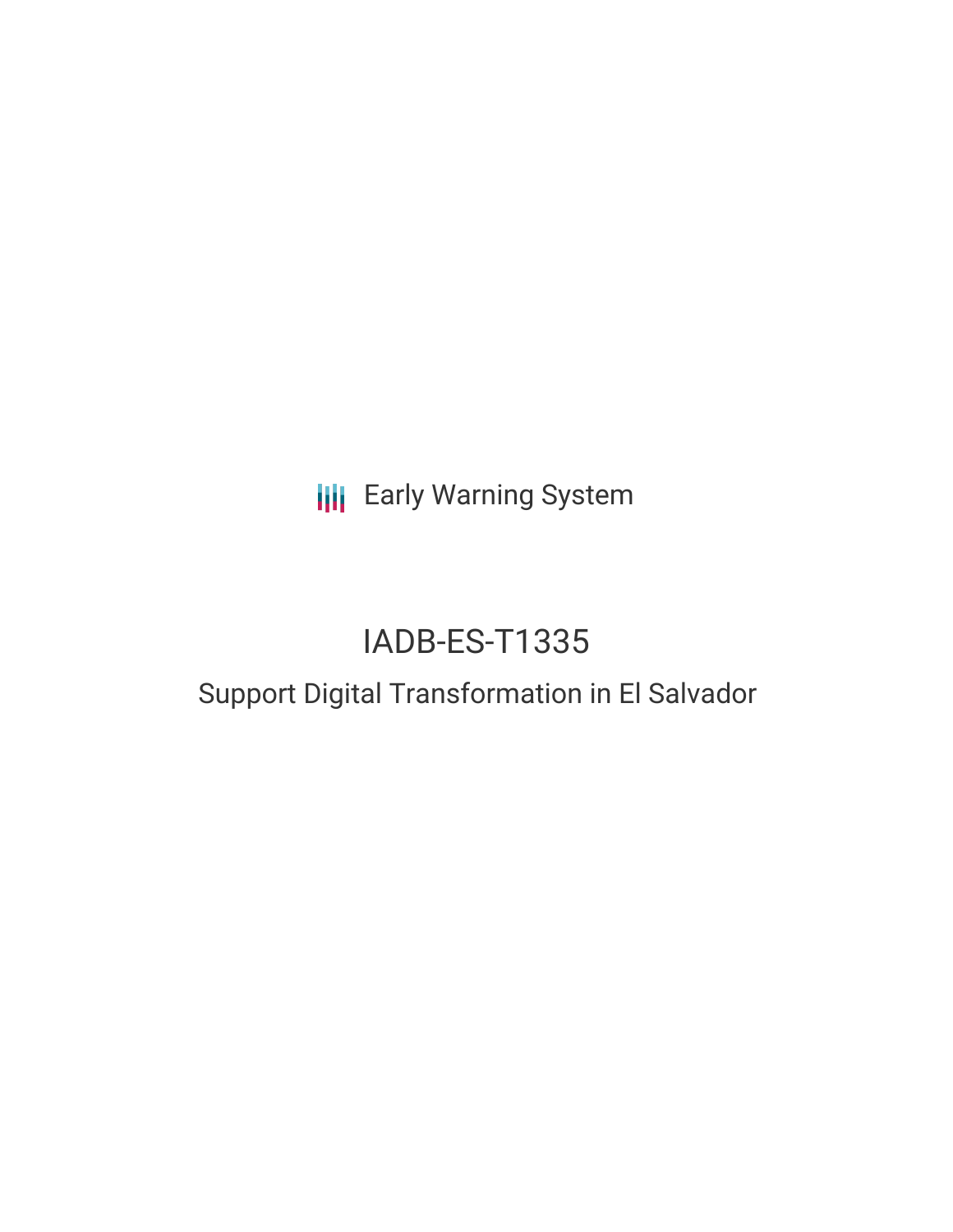Early Warning System

# IADB-ES-T1335

## Support Digital Transformation in El Salvador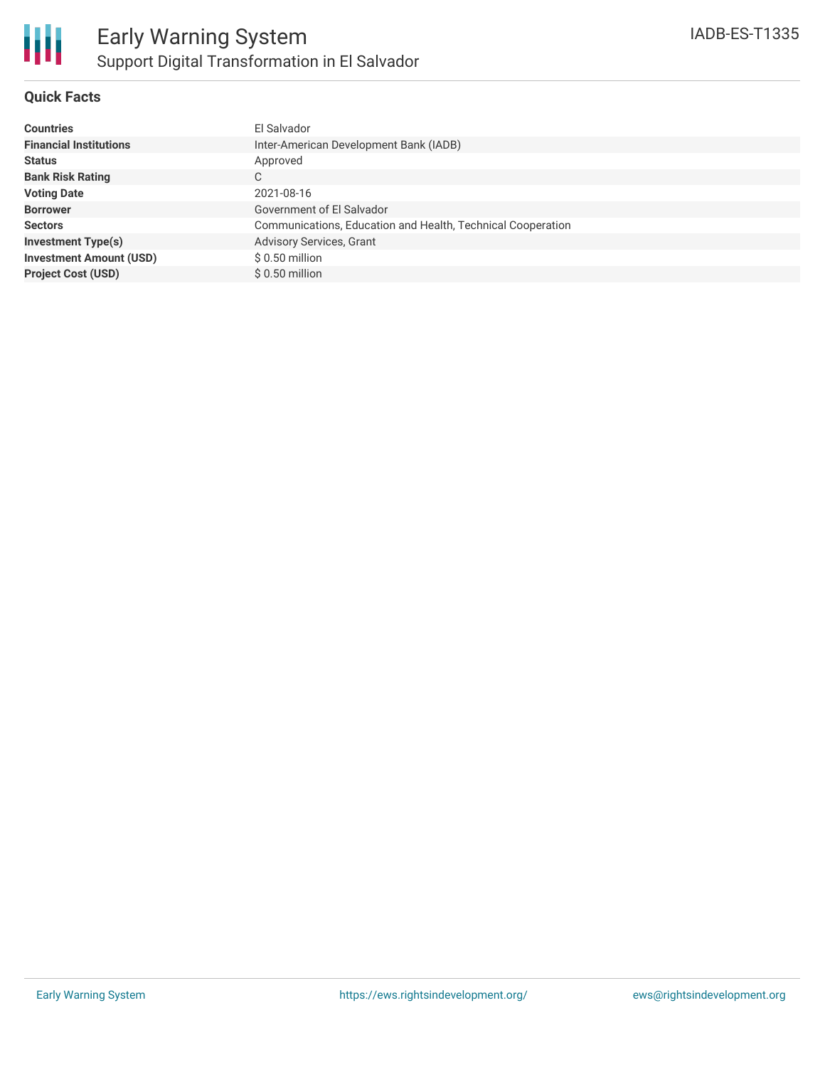# Early Warning System

## Support Digital Transformation in El Salvador

IADB-ES-T1335

### Quick Facts

| | |
|---|---|
| **Countries** | El Salvador |
| **Financial Institutions** | Inter-American Development Bank (IADB) |
| **Status** | Approved |
| **Bank Risk Rating** | C |
| **Voting Date** | 2021-08-16 |
| **Borrower** | Government of El Salvador |
| **Sectors** | Communications, Education and Health, Technical Cooperation |
| **Investment Type(s)** | Advisory Services, Grant |
| **Investment Amount (USD)** | $ 0.50 million |
| **Project Cost (USD)** | $ 0.50 million |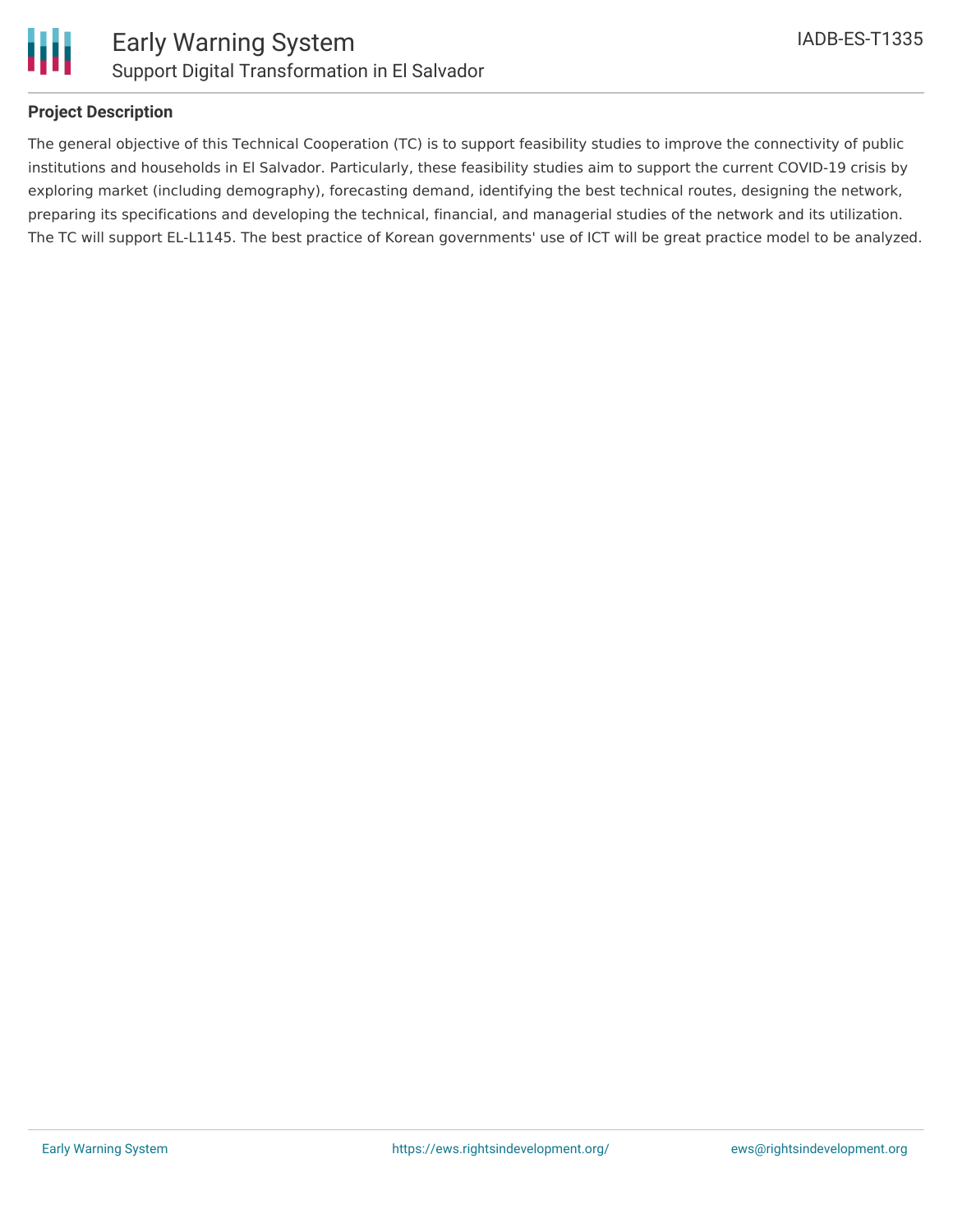## Project Description

The general objective of this Technical Cooperation (TC) is to support feasibility studies to improve the connectivity of public institutions and households in El Salvador. Particularly, these feasibility studies aim to support the current COVID-19 crisis by exploring market (including demography), forecasting demand, identifying the best technical routes, designing the network, preparing its specifications and developing the technical, financial, and managerial studies of the network and its utilization. The TC will support EL-L1145. The best practice of Korean governments' use of ICT will be great practice model to be analyzed.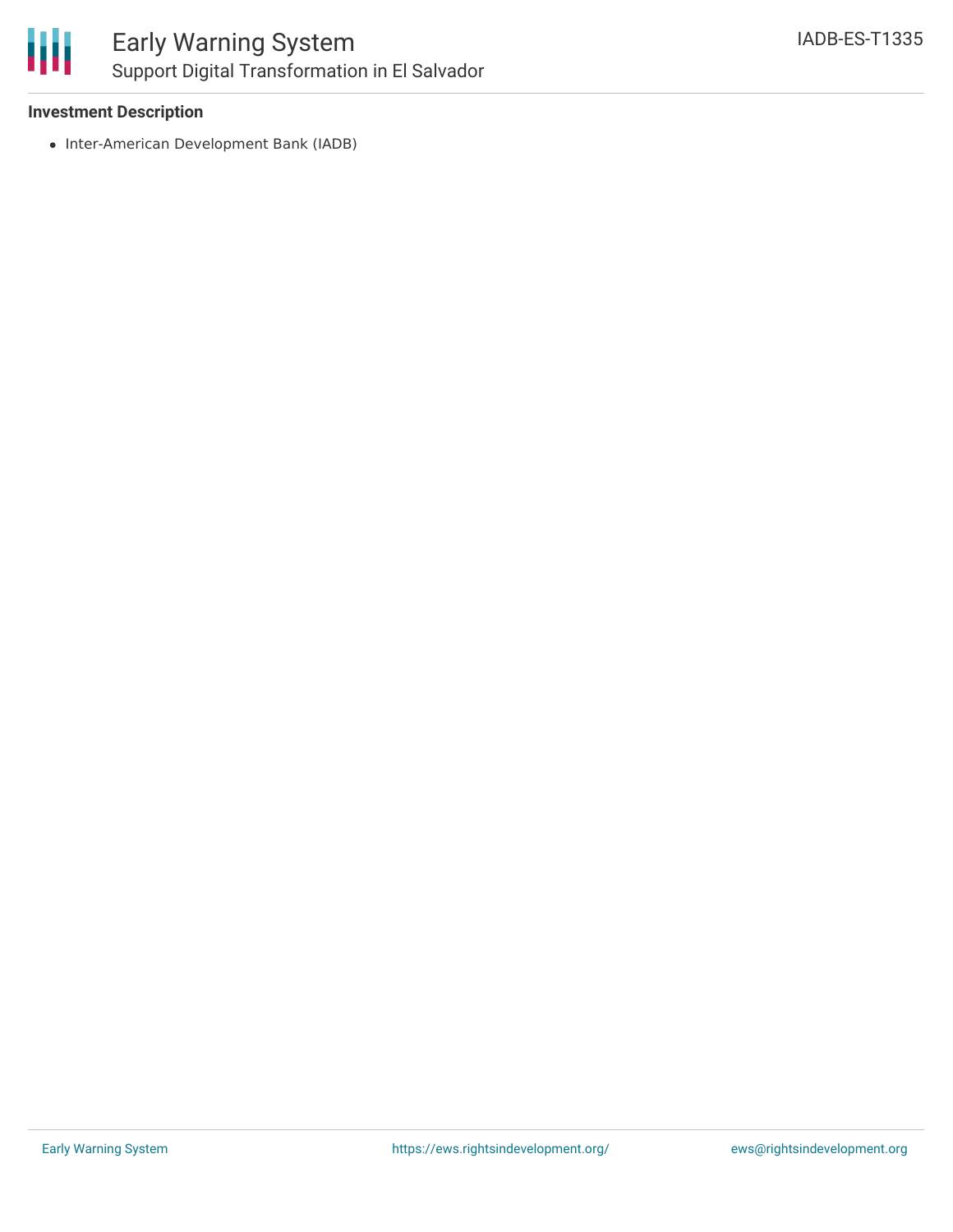### Investment Description

- Inter-American Development Bank (IADB)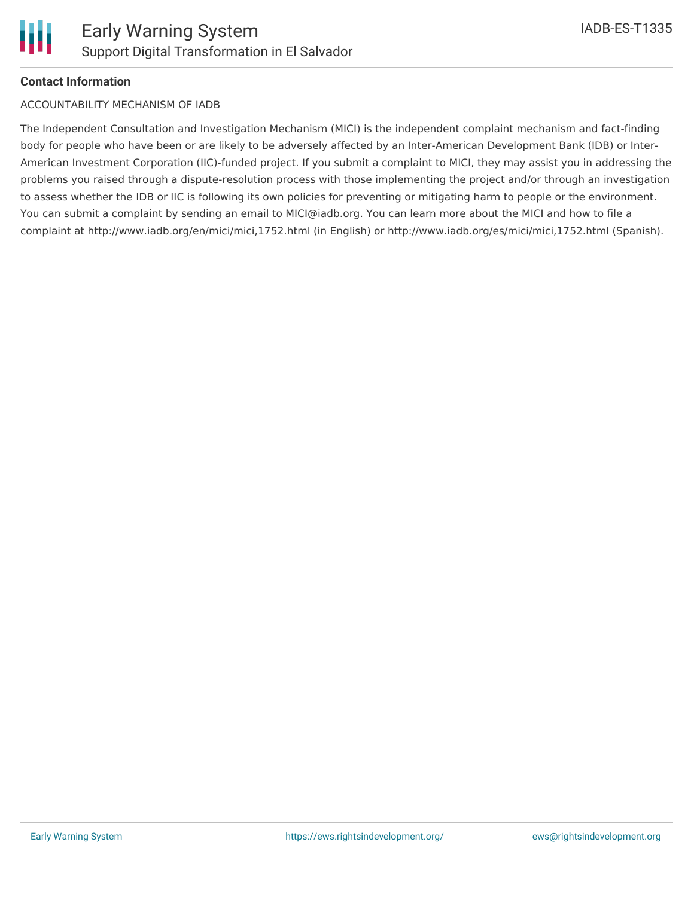**Contact Information**

ACCOUNTABILITY MECHANISM OF IADB

The Independent Consultation and Investigation Mechanism (MICI) is the independent complaint mechanism and fact-finding body for people who have been or are likely to be adversely affected by an Inter-American Development Bank (IDB) or Inter-American Investment Corporation (IIC)-funded project. If you submit a complaint to MICI, they may assist you in addressing the problems you raised through a dispute-resolution process with those implementing the project and/or through an investigation to assess whether the IDB or IIC is following its own policies for preventing or mitigating harm to people or the environment. You can submit a complaint by sending an email to MICI@iadb.org. You can learn more about the MICI and how to file a complaint at http://www.iadb.org/en/mici/mici,1752.html (in English) or http://www.iadb.org/es/mici/mici,1752.html (Spanish).